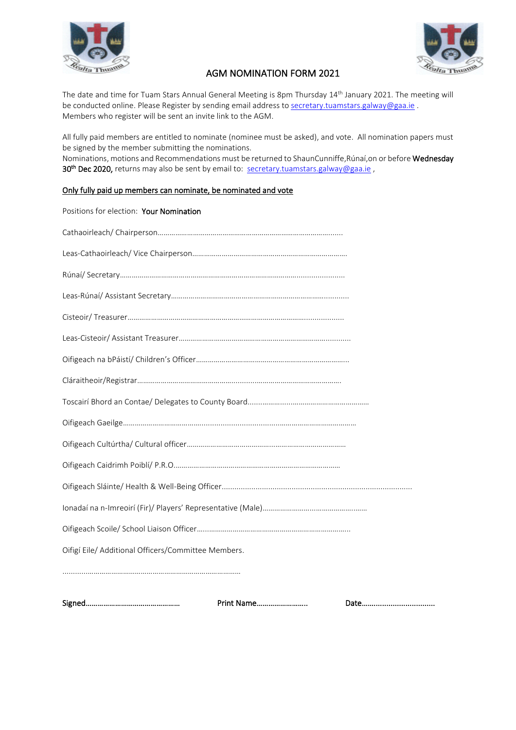# AGM NOMINATION FORM 2021

The date and time for Tuam Stars Annual General Meeting is 8pm Thursday 14th January 2021. The meeting will be conducted online. Please Register by sending email address to secretary.tuamstars.galway@gaa.ie . Members who register will be sent an invite link to the AGM.

All fully paid members are entitled to nominate (nominee must be asked), and vote. All nomination papers must be signed by the member submitting the nominations.
Nominations, motions and Recommendations must be returned to ShaunCunniffe,Rúnaí,on or before **Wednesday 30th Dec 2020,** returns may also be sent by email to: secretary.tuamstars.galway@gaa.ie ,

**Only fully paid up members can nominate, be nominated and vote**

Positions for election: **Your Nomination**

Cathaoirleach/ Chairperson……………………………………………………………………………………...

Leas-Cathaoirleach/ Vice Chairperson…………………………………………………………………….

Rúnaí/ Secretary………………………………………………………………………………………………..

Leas-Rúnaí/ Assistant Secretary……………………………………………………………………...........

Cisteoir/ Treasurer…………………………………………………………………………………...............

Leas-Cisteoir/ Assistant Treasurer………………………………………………………………….........

Oifigeach na bPáistí/ Children's Officer…………………………………………………………………..

Cláraitheoir/Registrar…………………………………………………………………………………………….

Toscairí Bhord an Contae/ Delegates to County Board………………………………………………

Oifigeach Gaeilge…………………………………………………………………………………………………

Oifigeach Cultúrtha/ Cultural officer………………………………………………………………………

Oifigeach Caidrimh Poiblí/ P.R.O…………………………………………………………………………

Oifigeach Sláinte/ Health & Well-Being Officer…………………………………………………………………………

Ionadaí na n-Imreoirí (Fir)/ Players' Representative (Male)………………………………………….

Oifigeach Scoile/ School Liaison Officer………………………………………………………………….

Oifigí Eile/ Additional Officers/Committee Members.

…………………………………………………………………………………

**Signed**………………………………………… **Print Name**…………………….. **Date**……………………………..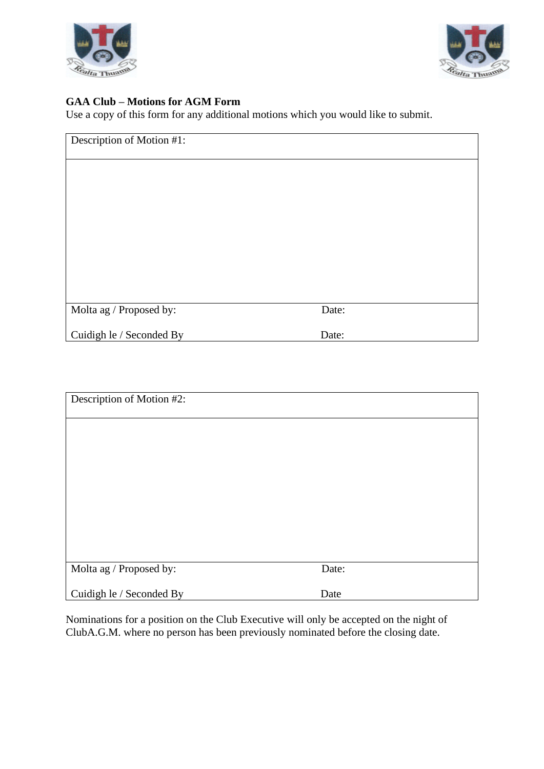**GAA Club – Motions for AGM Form**

Use a copy of this form for any additional motions which you would like to submit.

| Description of Motion #1: | |
|---|---|
| | |
| Molta ag / Proposed by: | Date: |
| Cuidigh le / Seconded By | Date: |

| Description of Motion #2: | |
|---|---|
| | |
| Molta ag / Proposed by: | Date: |
| Cuidigh le / Seconded By | Date |

Nominations for a position on the Club Executive will only be accepted on the night of ClubA.G.M. where no person has been previously nominated before the closing date.